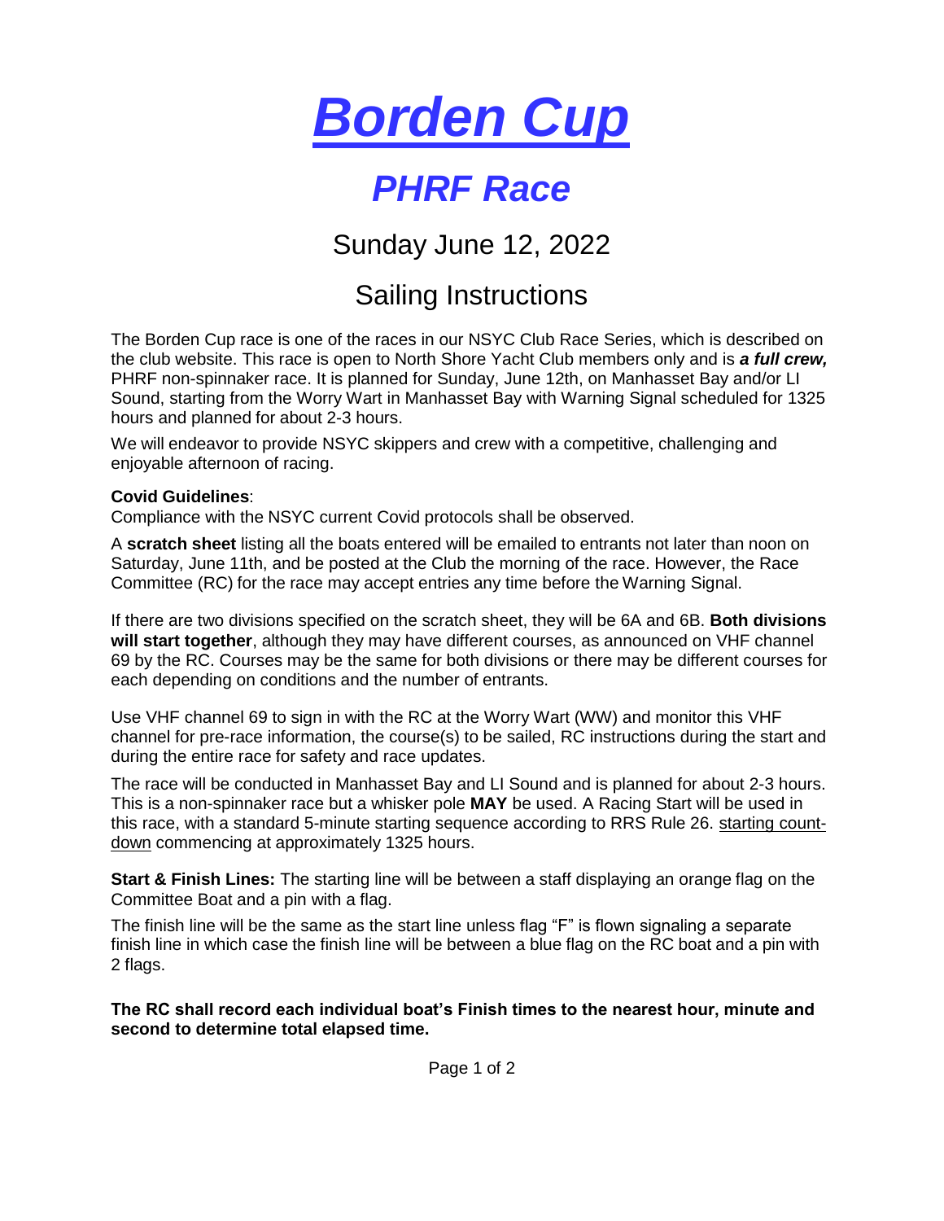# *Borden Cup*

## *PHRF Race*

### Sunday June 12, 2022

### Sailing Instructions

The Borden Cup race is one of the races in our NSYC Club Race Series, which is described on the club website. This race is open to North Shore Yacht Club members only and is ***a full crew,*** PHRF non-spinnaker race. It is planned for Sunday, June 12th, on Manhasset Bay and/or LI Sound, starting from the Worry Wart in Manhasset Bay with Warning Signal scheduled for 1325 hours and planned for about 2-3 hours.

We will endeavor to provide NSYC skippers and crew with a competitive, challenging and enjoyable afternoon of racing.

**Covid Guidelines**:
Compliance with the NSYC current Covid protocols shall be observed.

A **scratch sheet** listing all the boats entered will be emailed to entrants not later than noon on Saturday, June 11th, and be posted at the Club the morning of the race. However, the Race Committee (RC) for the race may accept entries any time before the Warning Signal.

If there are two divisions specified on the scratch sheet, they will be 6A and 6B. **Both divisions will start together**, although they may have different courses, as announced on VHF channel 69 by the RC. Courses may be the same for both divisions or there may be different courses for each depending on conditions and the number of entrants.

Use VHF channel 69 to sign in with the RC at the Worry Wart (WW) and monitor this VHF channel for pre-race information, the course(s) to be sailed, RC instructions during the start and during the entire race for safety and race updates.

The race will be conducted in Manhasset Bay and LI Sound and is planned for about 2-3 hours. This is a non-spinnaker race but a whisker pole **MAY** be used. A Racing Start will be used in this race, with a standard 5-minute starting sequence according to RRS Rule 26. starting count-down commencing at approximately 1325 hours.

**Start & Finish Lines:** The starting line will be between a staff displaying an orange flag on the Committee Boat and a pin with a flag.

The finish line will be the same as the start line unless flag "F" is flown signaling a separate finish line in which case the finish line will be between a blue flag on the RC boat and a pin with 2 flags.

**The RC shall record each individual boat's Finish times to the nearest hour, minute and second to determine total elapsed time.**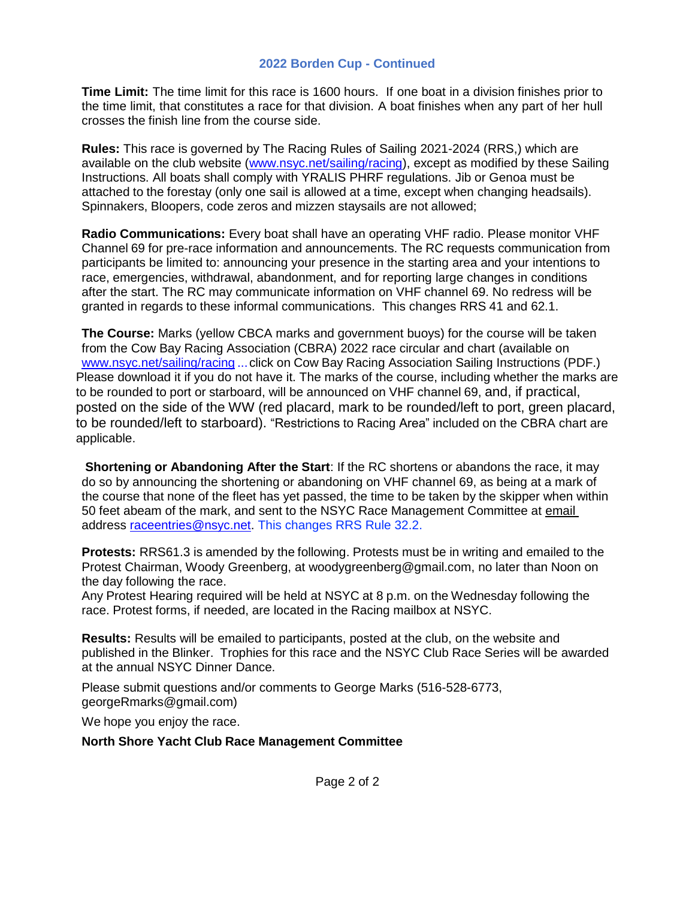## 2022 Borden Cup - Continued

**Time Limit:** The time limit for this race is 1600 hours. If one boat in a division finishes prior to the time limit, that constitutes a race for that division. A boat finishes when any part of her hull crosses the finish line from the course side.

**Rules:** This race is governed by The Racing Rules of Sailing 2021-2024 (RRS,) which are available on the club website (www.nsyc.net/sailing/racing), except as modified by these Sailing Instructions. All boats shall comply with YRALIS PHRF regulations. Jib or Genoa must be attached to the forestay (only one sail is allowed at a time, except when changing headsails). Spinnakers, Bloopers, code zeros and mizzen staysails are not allowed;

**Radio Communications:** Every boat shall have an operating VHF radio. Please monitor VHF Channel 69 for pre-race information and announcements. The RC requests communication from participants be limited to: announcing your presence in the starting area and your intentions to race, emergencies, withdrawal, abandonment, and for reporting large changes in conditions after the start. The RC may communicate information on VHF channel 69. No redress will be granted in regards to these informal communications. This changes RRS 41 and 62.1.

**The Course:** Marks (yellow CBCA marks and government buoys) for the course will be taken from the Cow Bay Racing Association (CBRA) 2022 race circular and chart (available on www.nsyc.net/sailing/racing ... click on Cow Bay Racing Association Sailing Instructions (PDF.) Please download it if you do not have it. The marks of the course, including whether the marks are to be rounded to port or starboard, will be announced on VHF channel 69, and, if practical, posted on the side of the WW (red placard, mark to be rounded/left to port, green placard, to be rounded/left to starboard). "Restrictions to Racing Area" included on the CBRA chart are applicable.

**Shortening or Abandoning After the Start**: If the RC shortens or abandons the race, it may do so by announcing the shortening or abandoning on VHF channel 69, as being at a mark of the course that none of the fleet has yet passed, the time to be taken by the skipper when within 50 feet abeam of the mark, and sent to the NSYC Race Management Committee at email address raceentries@nsyc.net. This changes RRS Rule 32.2.

**Protests:** RRS61.3 is amended by the following. Protests must be in writing and emailed to the Protest Chairman, Woody Greenberg, at woodygreenberg@gmail.com, no later than Noon on the day following the race.

Any Protest Hearing required will be held at NSYC at 8 p.m. on the Wednesday following the race. Protest forms, if needed, are located in the Racing mailbox at NSYC.

**Results:** Results will be emailed to participants, posted at the club, on the website and published in the Blinker. Trophies for this race and the NSYC Club Race Series will be awarded at the annual NSYC Dinner Dance.

Please submit questions and/or comments to George Marks (516-528-6773, georgeRmarks@gmail.com)

We hope you enjoy the race.

**North Shore Yacht Club Race Management Committee**